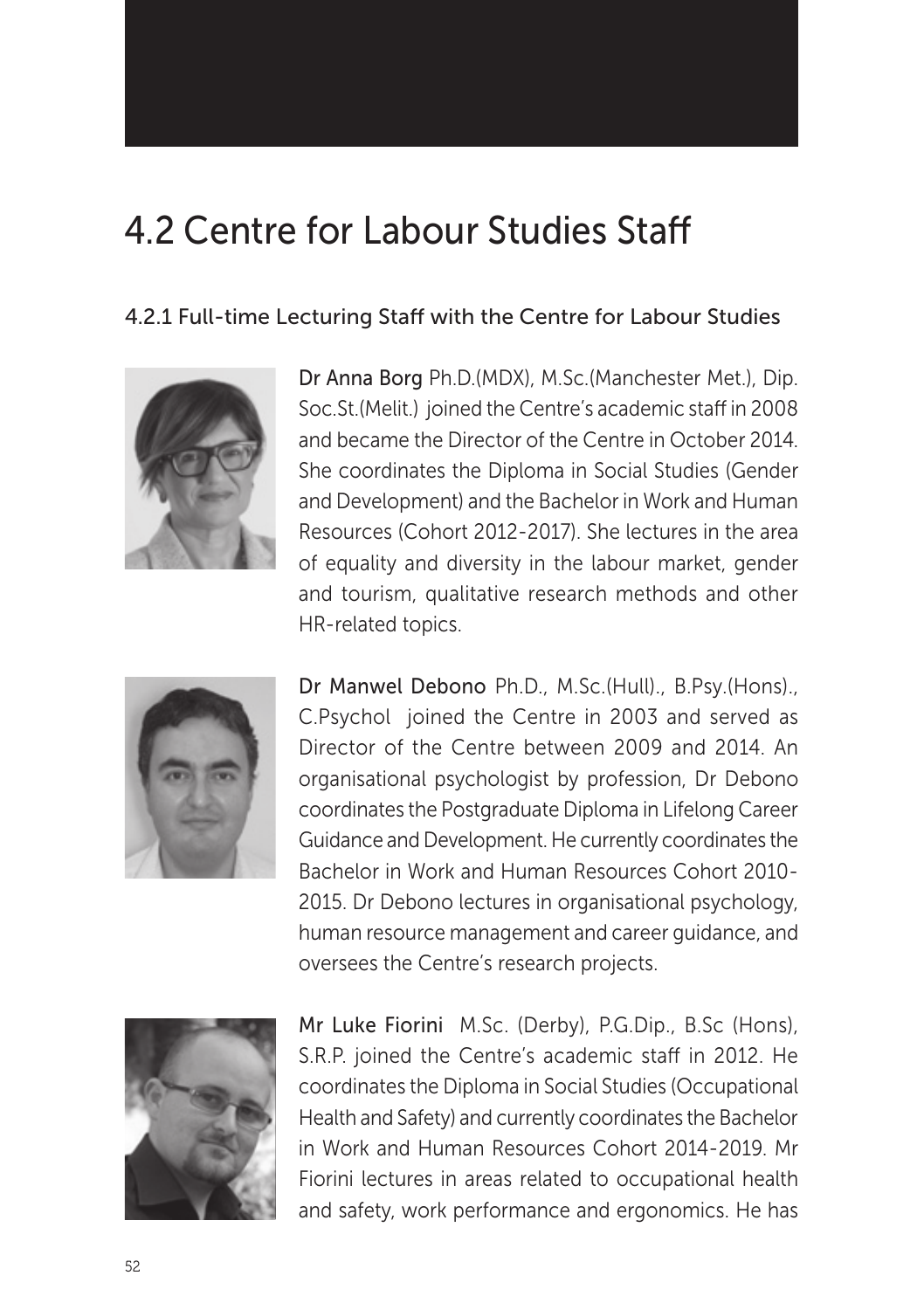# 4.2 Centre for Labour Studies Staff

## 4.2.1 Full-time Lecturing Staff with the Centre for Labour Studies

**Dr Anna Borg** Ph.D.(MDX), M.Sc.(Manchester Met.), Dip. Soc.St.(Melit.) joined the Centre's academic staff in 2008 and became the Director of the Centre in October 2014. She coordinates the Diploma in Social Studies (Gender and Development) and the Bachelor in Work and Human Resources (Cohort 2012-2017). She lectures in the area of equality and diversity in the labour market, gender and tourism, qualitative research methods and other HR-related topics.

**Dr Manwel Debono** Ph.D., M.Sc.(Hull)., B.Psy.(Hons)., C.Psychol joined the Centre in 2003 and served as Director of the Centre between 2009 and 2014. An organisational psychologist by profession, Dr Debono coordinates the Postgraduate Diploma in Lifelong Career Guidance and Development. He currently coordinates the Bachelor in Work and Human Resources Cohort 2010-2015. Dr Debono lectures in organisational psychology, human resource management and career guidance, and oversees the Centre's research projects.

**Mr Luke Fiorini** M.Sc. (Derby), P.G.Dip., B.Sc (Hons), S.R.P. joined the Centre's academic staff in 2012. He coordinates the Diploma in Social Studies (Occupational Health and Safety) and currently coordinates the Bachelor in Work and Human Resources Cohort 2014-2019. Mr Fiorini lectures in areas related to occupational health and safety, work performance and ergonomics. He has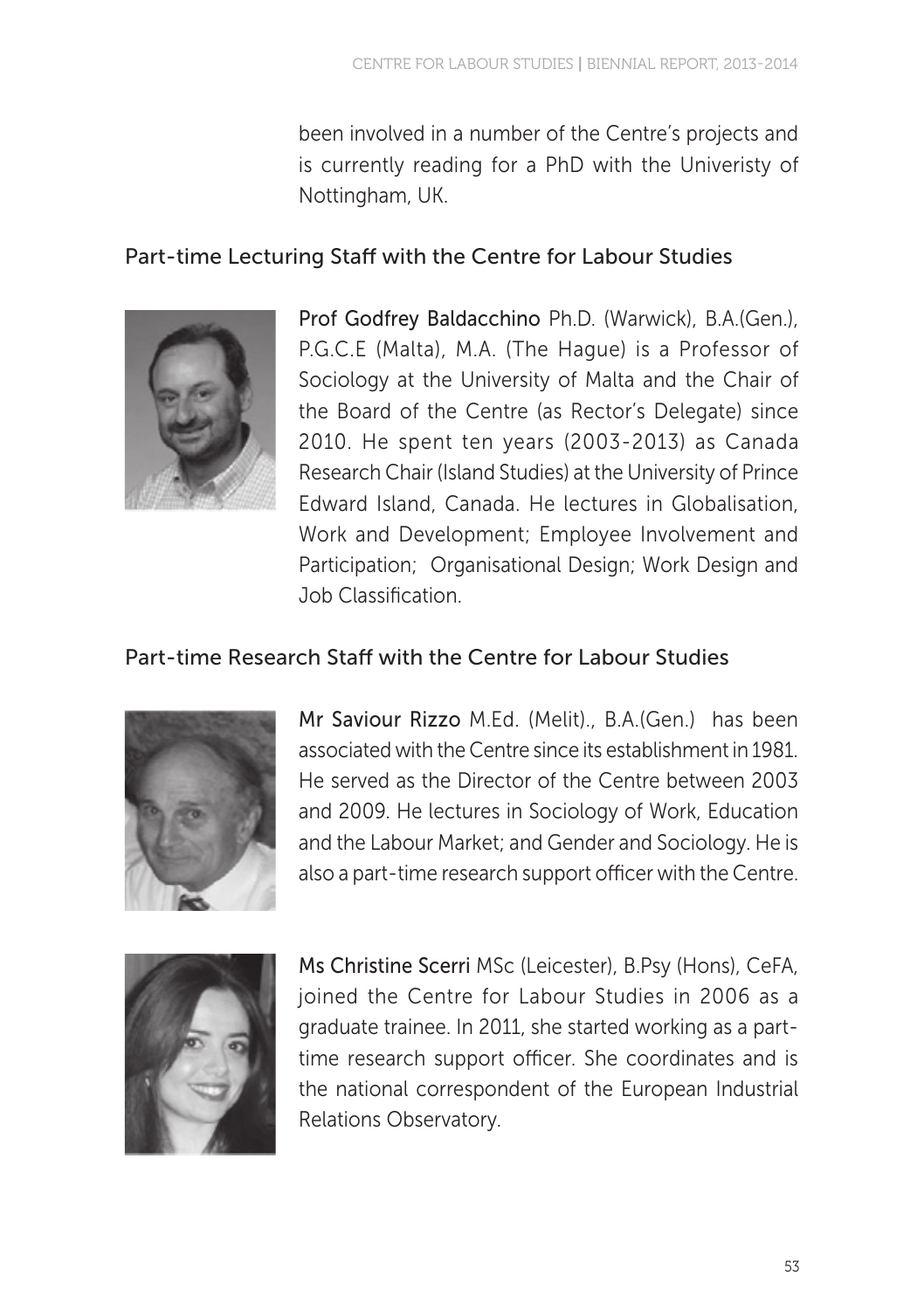been involved in a number of the Centre's projects and is currently reading for a PhD with the Univeristy of Nottingham, UK.

## Part-time Lecturing Staff with the Centre for Labour Studies

**Prof Godfrey Baldacchino** Ph.D. (Warwick), B.A.(Gen.), P.G.C.E (Malta), M.A. (The Hague) is a Professor of Sociology at the University of Malta and the Chair of the Board of the Centre (as Rector's Delegate) since 2010. He spent ten years (2003-2013) as Canada Research Chair (Island Studies) at the University of Prince Edward Island, Canada. He lectures in Globalisation, Work and Development; Employee Involvement and Participation; Organisational Design; Work Design and Job Classification.

## Part-time Research Staff with the Centre for Labour Studies

**Mr Saviour Rizzo** M.Ed. (Melit)., B.A.(Gen.) has been associated with the Centre since its establishment in 1981. He served as the Director of the Centre between 2003 and 2009. He lectures in Sociology of Work, Education and the Labour Market; and Gender and Sociology. He is also a part-time research support officer with the Centre.

**Ms Christine Scerri** MSc (Leicester), B.Psy (Hons), CeFA, joined the Centre for Labour Studies in 2006 as a graduate trainee. In 2011, she started working as a part-time research support officer. She coordinates and is the national correspondent of the European Industrial Relations Observatory.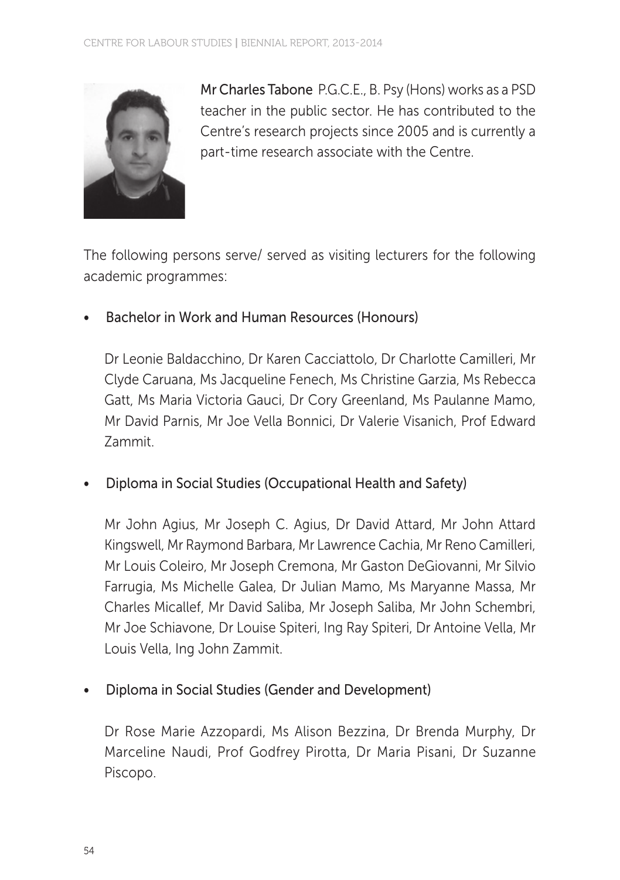**Mr Charles Tabone** P.G.C.E., B. Psy (Hons) works as a PSD teacher in the public sector. He has contributed to the Centre's research projects since 2005 and is currently a part-time research associate with the Centre.

The following persons serve/ served as visiting lecturers for the following academic programmes:

- Bachelor in Work and Human Resources (Honours)

  Dr Leonie Baldacchino, Dr Karen Cacciattolo, Dr Charlotte Camilleri, Mr Clyde Caruana, Ms Jacqueline Fenech, Ms Christine Garzia, Ms Rebecca Gatt, Ms Maria Victoria Gauci, Dr Cory Greenland, Ms Paulanne Mamo, Mr David Parnis, Mr Joe Vella Bonnici, Dr Valerie Visanich, Prof Edward Zammit.

- Diploma in Social Studies (Occupational Health and Safety)

  Mr John Agius, Mr Joseph C. Agius, Dr David Attard, Mr John Attard Kingswell, Mr Raymond Barbara, Mr Lawrence Cachia, Mr Reno Camilleri, Mr Louis Coleiro, Mr Joseph Cremona, Mr Gaston DeGiovanni, Mr Silvio Farrugia, Ms Michelle Galea, Dr Julian Mamo, Ms Maryanne Massa, Mr Charles Micallef, Mr David Saliba, Mr Joseph Saliba, Mr John Schembri, Mr Joe Schiavone, Dr Louise Spiteri, Ing Ray Spiteri, Dr Antoine Vella, Mr Louis Vella, Ing John Zammit.

- Diploma in Social Studies (Gender and Development)

  Dr Rose Marie Azzopardi, Ms Alison Bezzina, Dr Brenda Murphy, Dr Marceline Naudi, Prof Godfrey Pirotta, Dr Maria Pisani, Dr Suzanne Piscopo.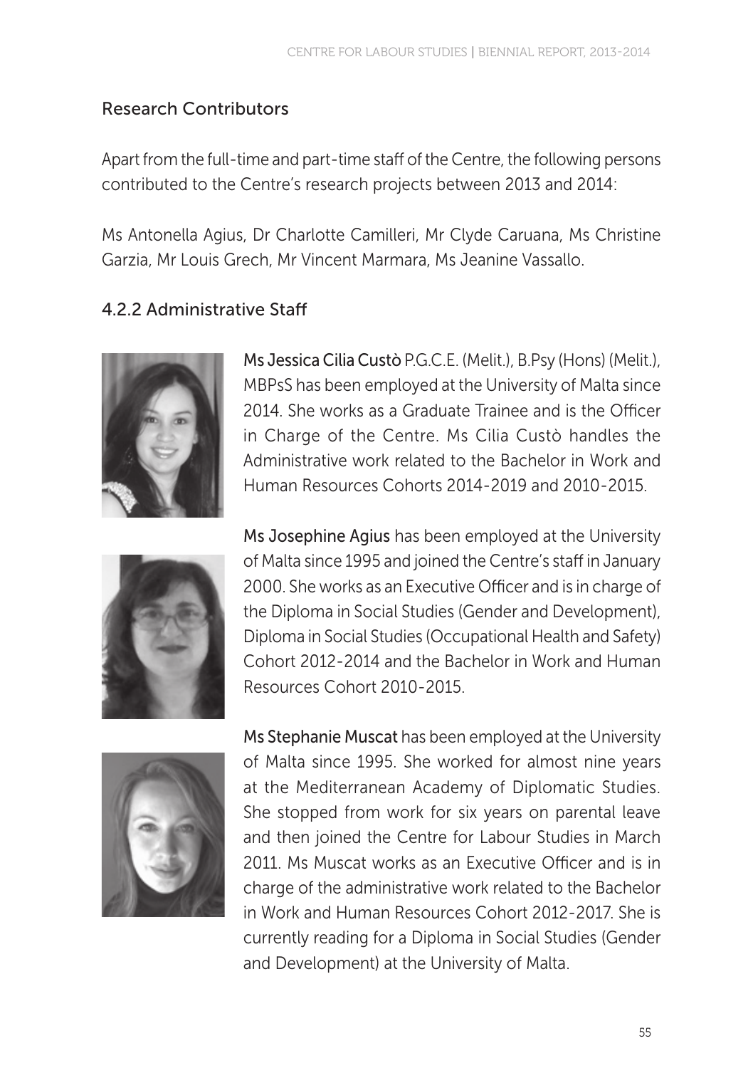### Research Contributors

Apart from the full-time and part-time staff of the Centre, the following persons contributed to the Centre's research projects between 2013 and 2014:

Ms Antonella Agius, Dr Charlotte Camilleri, Mr Clyde Caruana, Ms Christine Garzia, Mr Louis Grech, Mr Vincent Marmara, Ms Jeanine Vassallo.

### 4.2.2 Administrative Staff

**Ms Jessica Cilia Custò** P.G.C.E. (Melit.), B.Psy (Hons) (Melit.), MBPsS has been employed at the University of Malta since 2014. She works as a Graduate Trainee and is the Officer in Charge of the Centre. Ms Cilia Custò handles the Administrative work related to the Bachelor in Work and Human Resources Cohorts 2014-2019 and 2010-2015.

**Ms Josephine Agius** has been employed at the University of Malta since 1995 and joined the Centre's staff in January 2000. She works as an Executive Officer and is in charge of the Diploma in Social Studies (Gender and Development), Diploma in Social Studies (Occupational Health and Safety) Cohort 2012-2014 and the Bachelor in Work and Human Resources Cohort 2010-2015.

**Ms Stephanie Muscat** has been employed at the University of Malta since 1995. She worked for almost nine years at the Mediterranean Academy of Diplomatic Studies. She stopped from work for six years on parental leave and then joined the Centre for Labour Studies in March 2011. Ms Muscat works as an Executive Officer and is in charge of the administrative work related to the Bachelor in Work and Human Resources Cohort 2012-2017. She is currently reading for a Diploma in Social Studies (Gender and Development) at the University of Malta.